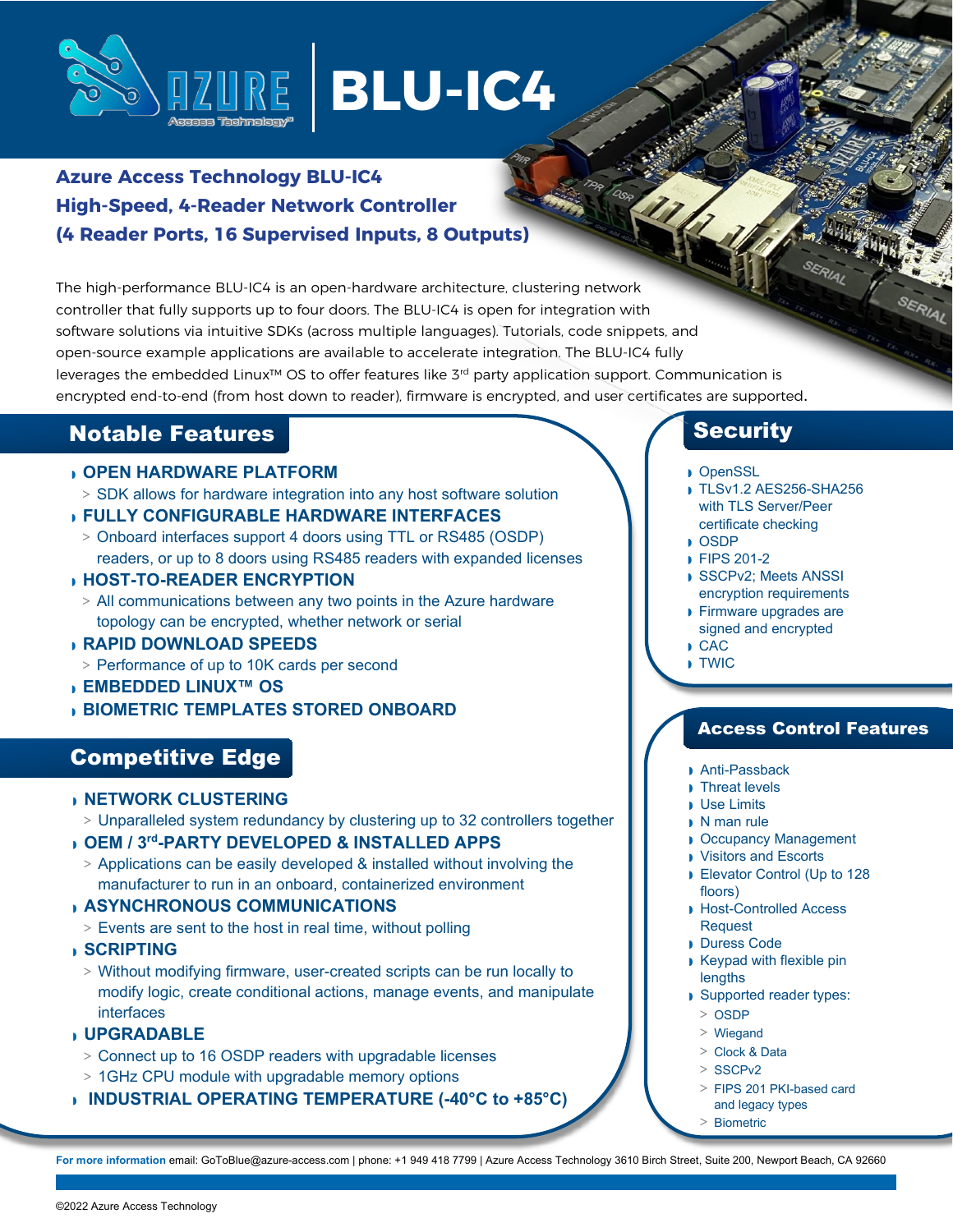# BLU-IC4

**Azure Access Technology BLU-IC4**
**High-Speed, 4-Reader Network Controller**
**(4 Reader Ports, 16 Supervised Inputs, 8 Outputs)**

The high-performance BLU-IC4 is an open-hardware architecture, clustering network controller that fully supports up to four doors. The BLU-IC4 is open for integration with software solutions via intuitive SDKs (across multiple languages). Tutorials, code snippets, and open-source example applications are available to accelerate integration. The BLU-IC4 fully leverages the embedded Linux™ OS to offer features like 3rd party application support. Communication is encrypted end-to-end (from host down to reader), firmware is encrypted, and user certificates are supported.

## Notable Features

- **OPEN HARDWARE PLATFORM**
  - SDK allows for hardware integration into any host software solution
- **FULLY CONFIGURABLE HARDWARE INTERFACES**
  - Onboard interfaces support 4 doors using TTL or RS485 (OSDP) readers, or up to 8 doors using RS485 readers with expanded licenses
- **HOST-TO-READER ENCRYPTION**
  - All communications between any two points in the Azure hardware topology can be encrypted, whether network or serial
- **RAPID DOWNLOAD SPEEDS**
  - Performance of up to 10K cards per second
- **EMBEDDED LINUX™ OS**
- **BIOMETRIC TEMPLATES STORED ONBOARD**

## Competitive Edge

- **NETWORK CLUSTERING**
  - Unparalleled system redundancy by clustering up to 32 controllers together
- **OEM / 3rd-PARTY DEVELOPED & INSTALLED APPS**
  - Applications can be easily developed & installed without involving the manufacturer to run in an onboard, containerized environment
- **ASYNCHRONOUS COMMUNICATIONS**
  - Events are sent to the host in real time, without polling
- **SCRIPTING**
  - Without modifying firmware, user-created scripts can be run locally to modify logic, create conditional actions, manage events, and manipulate interfaces
- **UPGRADABLE**
  - Connect up to 16 OSDP readers with upgradable licenses
  - 1GHz CPU module with upgradable memory options
- **INDUSTRIAL OPERATING TEMPERATURE (-40°C to +85°C)**

## Security

- OpenSSL
- TLSv1.2 AES256-SHA256 with TLS Server/Peer certificate checking
- OSDP
- FIPS 201-2
- SSCPv2; Meets ANSSI encryption requirements
- Firmware upgrades are signed and encrypted
- CAC
- TWIC

## Access Control Features

- Anti-Passback
- Threat levels
- Use Limits
- N man rule
- Occupancy Management
- Visitors and Escorts
- Elevator Control (Up to 128 floors)
- Host-Controlled Access Request
- Duress Code
- Keypad with flexible pin lengths
- Supported reader types:
  - OSDP
  - Wiegand
  - Clock & Data
  - SSCPv2
  - FIPS 201 PKI-based card and legacy types
  - Biometric

**For more information** email: GoToBlue@azure-access.com | phone: +1 949 418 7799 | Azure Access Technology 3610 Birch Street, Suite 200, Newport Beach, CA 92660

©2022 Azure Access Technology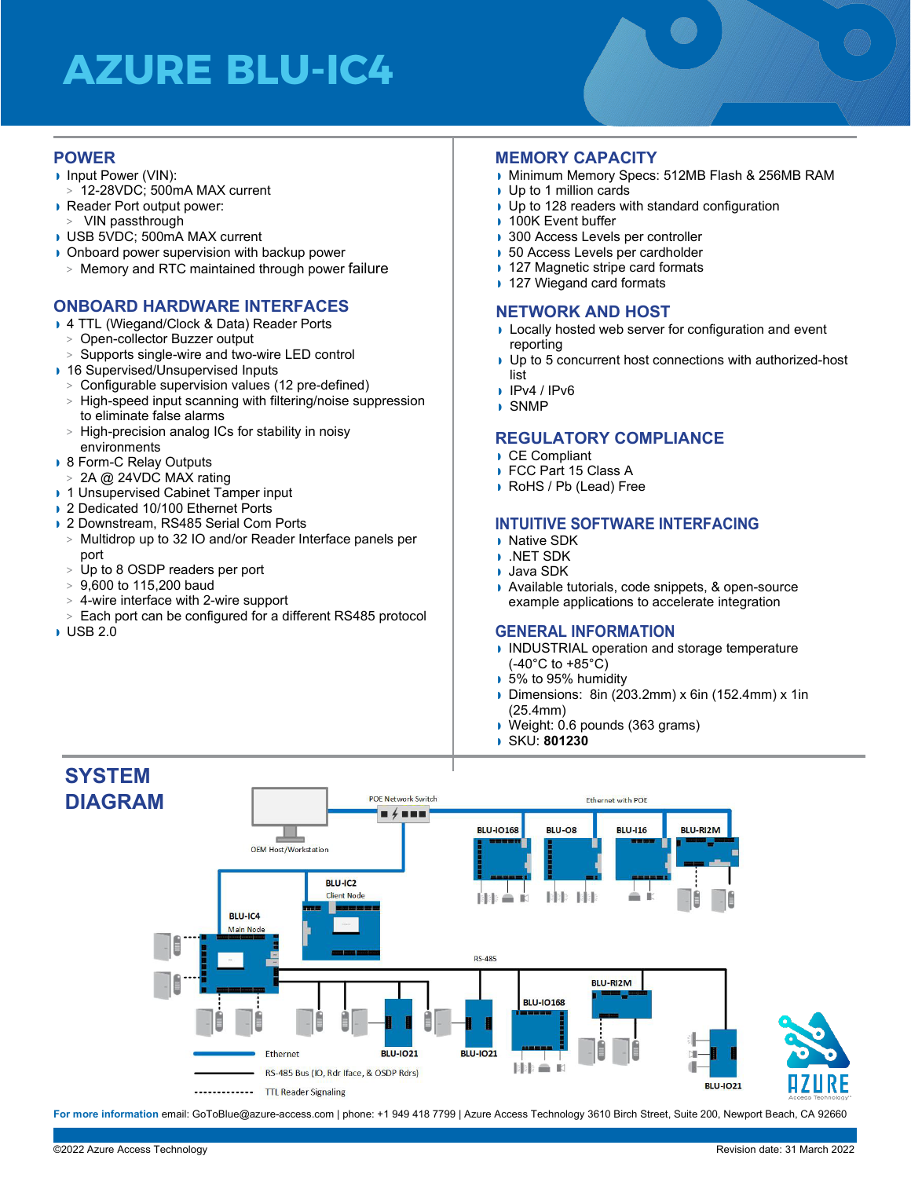# AZURE BLU-IC4

## POWER

- Input Power (VIN):
  - 12-28VDC; 500mA MAX current
- Reader Port output power:
  - VIN passthrough
- USB 5VDC; 500mA MAX current
- Onboard power supervision with backup power
  - Memory and RTC maintained through power failure

## ONBOARD HARDWARE INTERFACES

- 4 TTL (Wiegand/Clock & Data) Reader Ports
  - Open-collector Buzzer output
  - Supports single-wire and two-wire LED control
- 16 Supervised/Unsupervised Inputs
  - Configurable supervision values (12 pre-defined)
  - High-speed input scanning with filtering/noise suppression to eliminate false alarms
  - High-precision analog ICs for stability in noisy environments
- 8 Form-C Relay Outputs
  - 2A @ 24VDC MAX rating
- 1 Unsupervised Cabinet Tamper input
- 2 Dedicated 10/100 Ethernet Ports
- 2 Downstream, RS485 Serial Com Ports
  - Multidrop up to 32 IO and/or Reader Interface panels per port
  - Up to 8 OSDP readers per port
  - 9,600 to 115,200 baud
  - 4-wire interface with 2-wire support
  - Each port can be configured for a different RS485 protocol
- USB 2.0

## MEMORY CAPACITY

- Minimum Memory Specs: 512MB Flash & 256MB RAM
- Up to 1 million cards
- Up to 128 readers with standard configuration
- 100K Event buffer
- 300 Access Levels per controller
- 50 Access Levels per cardholder
- 127 Magnetic stripe card formats
- 127 Wiegand card formats

## NETWORK AND HOST

- Locally hosted web server for configuration and event reporting
- Up to 5 concurrent host connections with authorized-host list
- IPv4 / IPv6
- SNMP

## REGULATORY COMPLIANCE

- CE Compliant
- FCC Part 15 Class A
- RoHS / Pb (Lead) Free

## INTUITIVE SOFTWARE INTERFACING

- Native SDK
- .NET SDK
- Java SDK
- Available tutorials, code snippets, & open-source example applications to accelerate integration

## GENERAL INFORMATION

- INDUSTRIAL operation and storage temperature (-40°C to +85°C)
- 5% to 95% humidity
- Dimensions: 8in (203.2mm) x 6in (152.4mm) x 1in (25.4mm)
- Weight: 0.6 pounds (363 grams)
- SKU: **801230**

## SYSTEM DIAGRAM

POE Network Switch
Ethernet with POE
OEM Host/Workstation
BLU-IO168
BLU-O8
BLU-I16
BLU-RI2M
BLU-IC2
Client Node
BLU-IC4
Main Node
RS-485
BLU-RI2M
BLU-IO168
BLU-IO21
BLU-IO21
BLU-IO21
Ethernet
RS-485 Bus (IO, Rdr Iface, & OSDP Rdrs)
TTL Reader Signaling

**For more information** email: GoToBlue@azure-access.com | phone: +1 949 418 7799 | Azure Access Technology 3610 Birch Street, Suite 200, Newport Beach, CA 92660

©2022 Azure Access Technology

Revision date: 31 March 2022